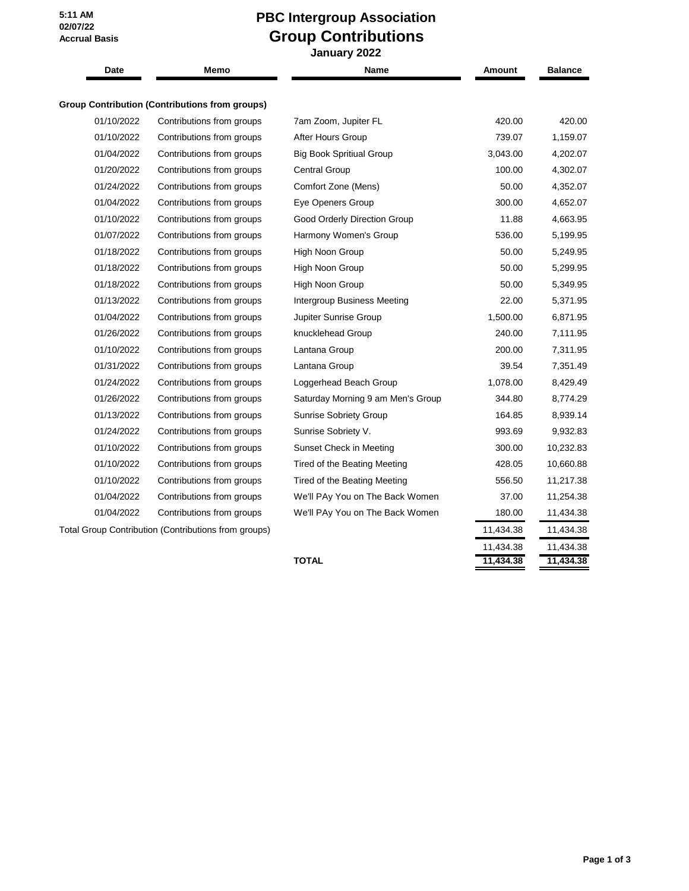5:11 AM
02/07/22
Accrual Basis

# PBC Intergroup Association
## Group Contributions
### January 2022

| Date | Memo | Name | Amount | Balance |
|---|---|---|---|---|
| **Group Contribution (Contributions from groups)** | | | | |
| 01/10/2022 | Contributions from groups | 7am Zoom, Jupiter FL | 420.00 | 420.00 |
| 01/10/2022 | Contributions from groups | After Hours Group | 739.07 | 1,159.07 |
| 01/04/2022 | Contributions from groups | Big Book Spritiual Group | 3,043.00 | 4,202.07 |
| 01/20/2022 | Contributions from groups | Central Group | 100.00 | 4,302.07 |
| 01/24/2022 | Contributions from groups | Comfort Zone (Mens) | 50.00 | 4,352.07 |
| 01/04/2022 | Contributions from groups | Eye Openers Group | 300.00 | 4,652.07 |
| 01/10/2022 | Contributions from groups | Good Orderly Direction Group | 11.88 | 4,663.95 |
| 01/07/2022 | Contributions from groups | Harmony Women's Group | 536.00 | 5,199.95 |
| 01/18/2022 | Contributions from groups | High Noon Group | 50.00 | 5,249.95 |
| 01/18/2022 | Contributions from groups | High Noon Group | 50.00 | 5,299.95 |
| 01/18/2022 | Contributions from groups | High Noon Group | 50.00 | 5,349.95 |
| 01/13/2022 | Contributions from groups | Intergroup Business Meeting | 22.00 | 5,371.95 |
| 01/04/2022 | Contributions from groups | Jupiter Sunrise Group | 1,500.00 | 6,871.95 |
| 01/26/2022 | Contributions from groups | knucklehead Group | 240.00 | 7,111.95 |
| 01/10/2022 | Contributions from groups | Lantana Group | 200.00 | 7,311.95 |
| 01/31/2022 | Contributions from groups | Lantana Group | 39.54 | 7,351.49 |
| 01/24/2022 | Contributions from groups | Loggerhead Beach Group | 1,078.00 | 8,429.49 |
| 01/26/2022 | Contributions from groups | Saturday Morning 9 am Men's Group | 344.80 | 8,774.29 |
| 01/13/2022 | Contributions from groups | Sunrise Sobriety Group | 164.85 | 8,939.14 |
| 01/24/2022 | Contributions from groups | Sunrise Sobriety V. | 993.69 | 9,932.83 |
| 01/10/2022 | Contributions from groups | Sunset Check in Meeting | 300.00 | 10,232.83 |
| 01/10/2022 | Contributions from groups | Tired of the Beating Meeting | 428.05 | 10,660.88 |
| 01/10/2022 | Contributions from groups | Tired of the Beating Meeting | 556.50 | 11,217.38 |
| 01/04/2022 | Contributions from groups | We'll PAy You on The Back Women | 37.00 | 11,254.38 |
| 01/04/2022 | Contributions from groups | We'll PAy You on The Back Women | 180.00 | 11,434.38 |
| Total Group Contribution (Contributions from groups) | | | 11,434.38 | 11,434.38 |
| | | | 11,434.38 | 11,434.38 |
| | | **TOTAL** | **11,434.38** | **11,434.38** |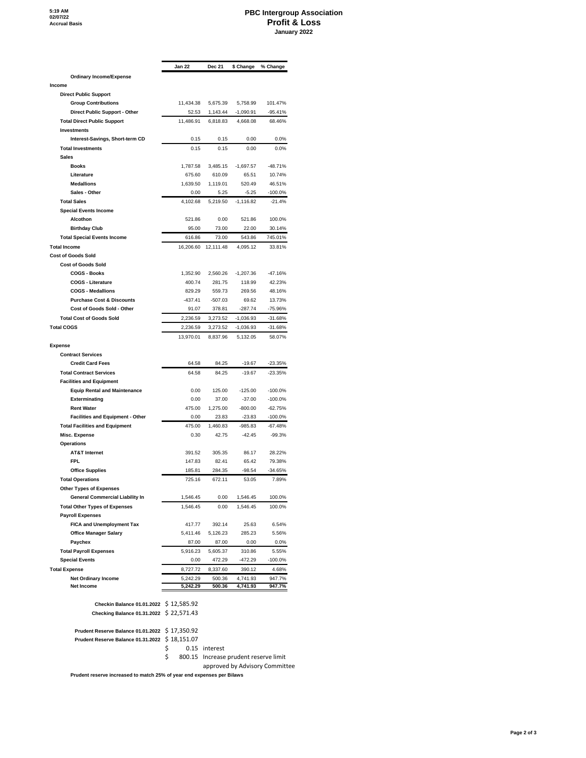5:19 AM
02/07/22
Accrual Basis

# PBC Intergroup Association
## Profit & Loss
### January 2022

| | Jan 22 | Dec 21 | $ Change | % Change |
|---|---|---|---|---|
| **Ordinary Income/Expense** | | | | |
| **Income** | | | | |
| **Direct Public Support** | | | | |
| Group Contributions | 11,434.38 | 5,675.39 | 5,758.99 | 101.47% |
| Direct Public Support - Other | 52.53 | 1,143.44 | -1,090.91 | -95.41% |
| **Total Direct Public Support** | 11,486.91 | 6,818.83 | 4,668.08 | 68.46% |
| **Investments** | | | | |
| Interest-Savings, Short-term CD | 0.15 | 0.15 | 0.00 | 0.0% |
| **Total Investments** | 0.15 | 0.15 | 0.00 | 0.0% |
| **Sales** | | | | |
| Books | 1,787.58 | 3,485.15 | -1,697.57 | -48.71% |
| Literature | 675.60 | 610.09 | 65.51 | 10.74% |
| Medallions | 1,639.50 | 1,119.01 | 520.49 | 46.51% |
| Sales - Other | 0.00 | 5.25 | -5.25 | -100.0% |
| **Total Sales** | 4,102.68 | 5,219.50 | -1,116.82 | -21.4% |
| **Special Events Income** | | | | |
| Alcothon | 521.86 | 0.00 | 521.86 | 100.0% |
| Birthday Club | 95.00 | 73.00 | 22.00 | 30.14% |
| **Total Special Events Income** | 616.86 | 73.00 | 543.86 | 745.01% |
| **Total Income** | 16,206.60 | 12,111.48 | 4,095.12 | 33.81% |
| **Cost of Goods Sold** | | | | |
| **Cost of Goods Sold** | | | | |
| COGS - Books | 1,352.90 | 2,560.26 | -1,207.36 | -47.16% |
| COGS - Literature | 400.74 | 281.75 | 118.99 | 42.23% |
| COGS - Medallions | 829.29 | 559.73 | 269.56 | 48.16% |
| Purchase Cost & Discounts | -437.41 | -507.03 | 69.62 | 13.73% |
| Cost of Goods Sold - Other | 91.07 | 378.81 | -287.74 | -75.96% |
| **Total Cost of Goods Sold** | 2,236.59 | 3,273.52 | -1,036.93 | -31.68% |
| **Total COGS** | 2,236.59 | 3,273.52 | -1,036.93 | -31.68% |
| | 13,970.01 | 8,837.96 | 5,132.05 | 58.07% |
| **Expense** | | | | |
| **Contract Services** | | | | |
| Credit Card Fees | 64.58 | 84.25 | -19.67 | -23.35% |
| **Total Contract Services** | 64.58 | 84.25 | -19.67 | -23.35% |
| **Facilities and Equipment** | | | | |
| Equip Rental and Maintenance | 0.00 | 125.00 | -125.00 | -100.0% |
| Exterminating | 0.00 | 37.00 | -37.00 | -100.0% |
| Rent Water | 475.00 | 1,275.00 | -800.00 | -62.75% |
| Facilities and Equipment - Other | 0.00 | 23.83 | -23.83 | -100.0% |
| **Total Facilities and Equipment** | 475.00 | 1,460.83 | -985.83 | -67.48% |
| **Misc. Expense** | 0.30 | 42.75 | -42.45 | -99.3% |
| **Operations** | | | | |
| AT&T Internet | 391.52 | 305.35 | 86.17 | 28.22% |
| FPL | 147.83 | 82.41 | 65.42 | 79.38% |
| Office Supplies | 185.81 | 284.35 | -98.54 | -34.65% |
| **Total Operations** | 725.16 | 672.11 | 53.05 | 7.89% |
| **Other Types of Expenses** | | | | |
| General Commercial Liability In | 1,546.45 | 0.00 | 1,546.45 | 100.0% |
| **Total Other Types of Expenses** | 1,546.45 | 0.00 | 1,546.45 | 100.0% |
| **Payroll Expenses** | | | | |
| FICA and Unemployment Tax | 417.77 | 392.14 | 25.63 | 6.54% |
| Office Manager Salary | 5,411.46 | 5,126.23 | 285.23 | 5.56% |
| Paychex | 87.00 | 87.00 | 0.00 | 0.0% |
| **Total Payroll Expenses** | 5,916.23 | 5,605.37 | 310.86 | 5.55% |
| **Special Events** | 0.00 | 472.29 | -472.29 | -100.0% |
| **Total Expense** | 8,727.72 | 8,337.60 | 390.12 | 4.68% |
| **Net Ordinary Income** | 5,242.29 | 500.36 | 4,741.93 | 947.7% |
| **Net Income** | **5,242.29** | **500.36** | **4,741.93** | **947.7%** |

**Checkin Balance 01.01.2022** $ 12,585.92

**Checking Balance 01.31.2022** $ 22,571.43

**Prudent Reserve Balance 01.01.2022** $ 17,350.92

**Prudent Reserve Balance 01.31.2022** $ 18,151.07

$ 0.15 interest

$ 800.15 Increase prudent reserve limit approved by Advisory Committee

**Prudent reserve increased to match 25% of year end expenses per Bilaws**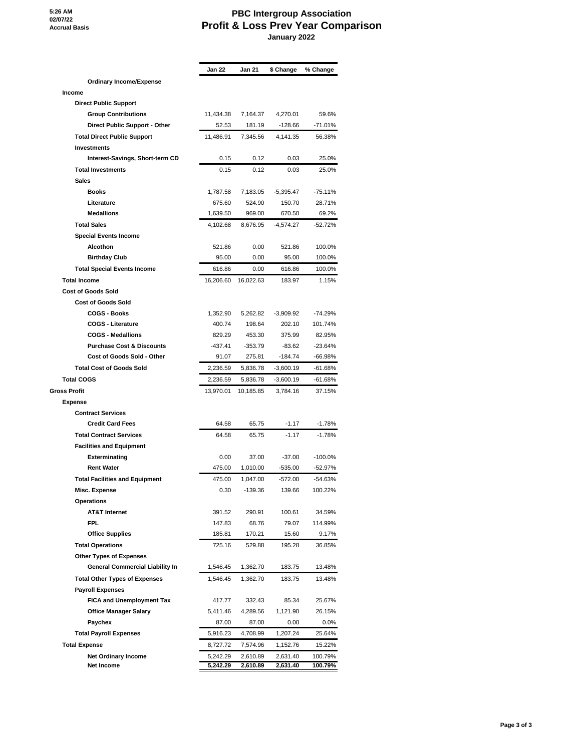5:26 AM
02/07/22
Accrual Basis

# PBC Intergroup Association
## Profit & Loss Prev Year Comparison
### January 2022

| | Jan 22 | Jan 21 | $ Change | % Change |
|---|---|---|---|---|
| **Ordinary Income/Expense** | | | | |
| **Income** | | | | |
| **Direct Public Support** | | | | |
| **Group Contributions** | 11,434.38 | 7,164.37 | 4,270.01 | 59.6% |
| **Direct Public Support - Other** | 52.53 | 181.19 | -128.66 | -71.01% |
| **Total Direct Public Support** | 11,486.91 | 7,345.56 | 4,141.35 | 56.38% |
| **Investments** | | | | |
| **Interest-Savings, Short-term CD** | 0.15 | 0.12 | 0.03 | 25.0% |
| **Total Investments** | 0.15 | 0.12 | 0.03 | 25.0% |
| **Sales** | | | | |
| **Books** | 1,787.58 | 7,183.05 | -5,395.47 | -75.11% |
| **Literature** | 675.60 | 524.90 | 150.70 | 28.71% |
| **Medallions** | 1,639.50 | 969.00 | 670.50 | 69.2% |
| **Total Sales** | 4,102.68 | 8,676.95 | -4,574.27 | -52.72% |
| **Special Events Income** | | | | |
| **Alcothon** | 521.86 | 0.00 | 521.86 | 100.0% |
| **Birthday Club** | 95.00 | 0.00 | 95.00 | 100.0% |
| **Total Special Events Income** | 616.86 | 0.00 | 616.86 | 100.0% |
| **Total Income** | 16,206.60 | 16,022.63 | 183.97 | 1.15% |
| **Cost of Goods Sold** | | | | |
| **Cost of Goods Sold** | | | | |
| **COGS - Books** | 1,352.90 | 5,262.82 | -3,909.92 | -74.29% |
| **COGS - Literature** | 400.74 | 198.64 | 202.10 | 101.74% |
| **COGS - Medallions** | 829.29 | 453.30 | 375.99 | 82.95% |
| **Purchase Cost & Discounts** | -437.41 | -353.79 | -83.62 | -23.64% |
| **Cost of Goods Sold - Other** | 91.07 | 275.81 | -184.74 | -66.98% |
| **Total Cost of Goods Sold** | 2,236.59 | 5,836.78 | -3,600.19 | -61.68% |
| **Total COGS** | 2,236.59 | 5,836.78 | -3,600.19 | -61.68% |
| **Gross Profit** | 13,970.01 | 10,185.85 | 3,784.16 | 37.15% |
| **Expense** | | | | |
| **Contract Services** | | | | |
| **Credit Card Fees** | 64.58 | 65.75 | -1.17 | -1.78% |
| **Total Contract Services** | 64.58 | 65.75 | -1.17 | -1.78% |
| **Facilities and Equipment** | | | | |
| **Exterminating** | 0.00 | 37.00 | -37.00 | -100.0% |
| **Rent Water** | 475.00 | 1,010.00 | -535.00 | -52.97% |
| **Total Facilities and Equipment** | 475.00 | 1,047.00 | -572.00 | -54.63% |
| **Misc. Expense** | 0.30 | -139.36 | 139.66 | 100.22% |
| **Operations** | | | | |
| **AT&T Internet** | 391.52 | 290.91 | 100.61 | 34.59% |
| **FPL** | 147.83 | 68.76 | 79.07 | 114.99% |
| **Office Supplies** | 185.81 | 170.21 | 15.60 | 9.17% |
| **Total Operations** | 725.16 | 529.88 | 195.28 | 36.85% |
| **Other Types of Expenses** | | | | |
| **General Commercial Liability In** | 1,546.45 | 1,362.70 | 183.75 | 13.48% |
| **Total Other Types of Expenses** | 1,546.45 | 1,362.70 | 183.75 | 13.48% |
| **Payroll Expenses** | | | | |
| **FICA and Unemployment Tax** | 417.77 | 332.43 | 85.34 | 25.67% |
| **Office Manager Salary** | 5,411.46 | 4,289.56 | 1,121.90 | 26.15% |
| **Paychex** | 87.00 | 87.00 | 0.00 | 0.0% |
| **Total Payroll Expenses** | 5,916.23 | 4,708.99 | 1,207.24 | 25.64% |
| **Total Expense** | 8,727.72 | 7,574.96 | 1,152.76 | 15.22% |
| **Net Ordinary Income** | 5,242.29 | 2,610.89 | 2,631.40 | 100.79% |
| **Net Income** | **5,242.29** | **2,610.89** | **2,631.40** | **100.79%** |